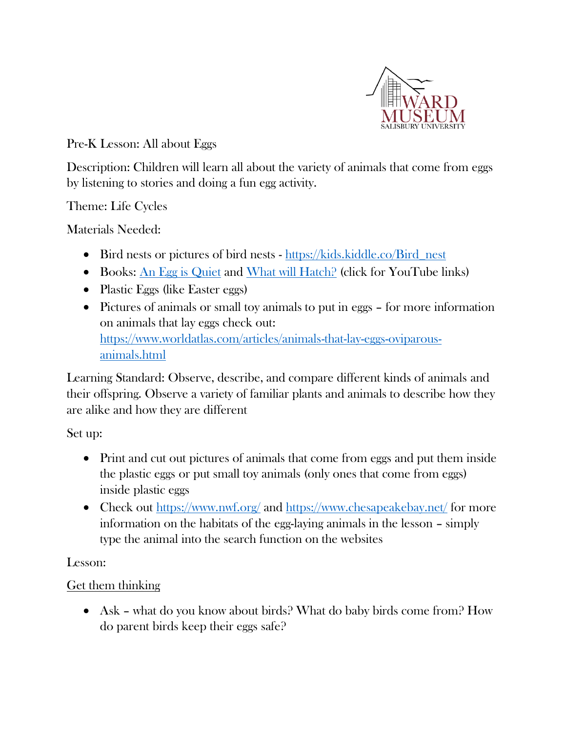Pre-K Lesson: All about Eggs

Description: Children will learn all about the variety of animals that come from eggs by listening to stories and doing a fun egg activity.

Theme: Life Cycles

Materials Needed:

- Bird nests or pictures of bird nests - https://kids.kiddle.co/Bird_nest
- Books: An Egg is Quiet and What will Hatch? (click for YouTube links)
- Plastic Eggs (like Easter eggs)
- Pictures of animals or small toy animals to put in eggs – for more information on animals that lay eggs check out: https://www.worldatlas.com/articles/animals-that-lay-eggs-oviparous-animals.html

Learning Standard: Observe, describe, and compare different kinds of animals and their offspring. Observe a variety of familiar plants and animals to describe how they are alike and how they are different

Set up:

- Print and cut out pictures of animals that come from eggs and put them inside the plastic eggs or put small toy animals (only ones that come from eggs) inside plastic eggs
- Check out https://www.nwf.org/ and https://www.chesapeakebay.net/ for more information on the habitats of the egg-laying animals in the lesson – simply type the animal into the search function on the websites

Lesson:

Get them thinking

- Ask – what do you know about birds? What do baby birds come from? How do parent birds keep their eggs safe?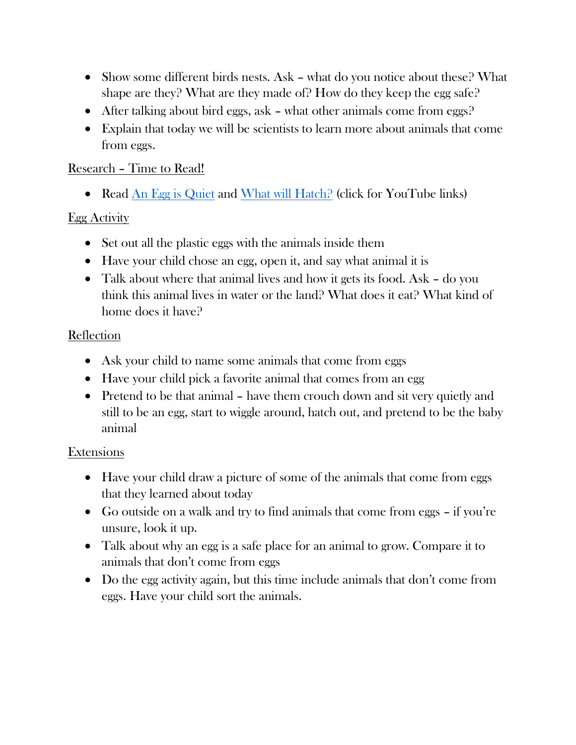- Show some different birds nests. Ask – what do you notice about these? What shape are they? What are they made of? How do they keep the egg safe?
- After talking about bird eggs, ask – what other animals come from eggs?
- Explain that today we will be scientists to learn more about animals that come from eggs.

Research – Time to Read!

- Read An Egg is Quiet and What will Hatch? (click for YouTube links)

Egg Activity

- Set out all the plastic eggs with the animals inside them
- Have your child chose an egg, open it, and say what animal it is
- Talk about where that animal lives and how it gets its food. Ask – do you think this animal lives in water or the land? What does it eat? What kind of home does it have?

Reflection

- Ask your child to name some animals that come from eggs
- Have your child pick a favorite animal that comes from an egg
- Pretend to be that animal – have them crouch down and sit very quietly and still to be an egg, start to wiggle around, hatch out, and pretend to be the baby animal

Extensions

- Have your child draw a picture of some of the animals that come from eggs that they learned about today
- Go outside on a walk and try to find animals that come from eggs – if you're unsure, look it up.
- Talk about why an egg is a safe place for an animal to grow. Compare it to animals that don't come from eggs
- Do the egg activity again, but this time include animals that don't come from eggs. Have your child sort the animals.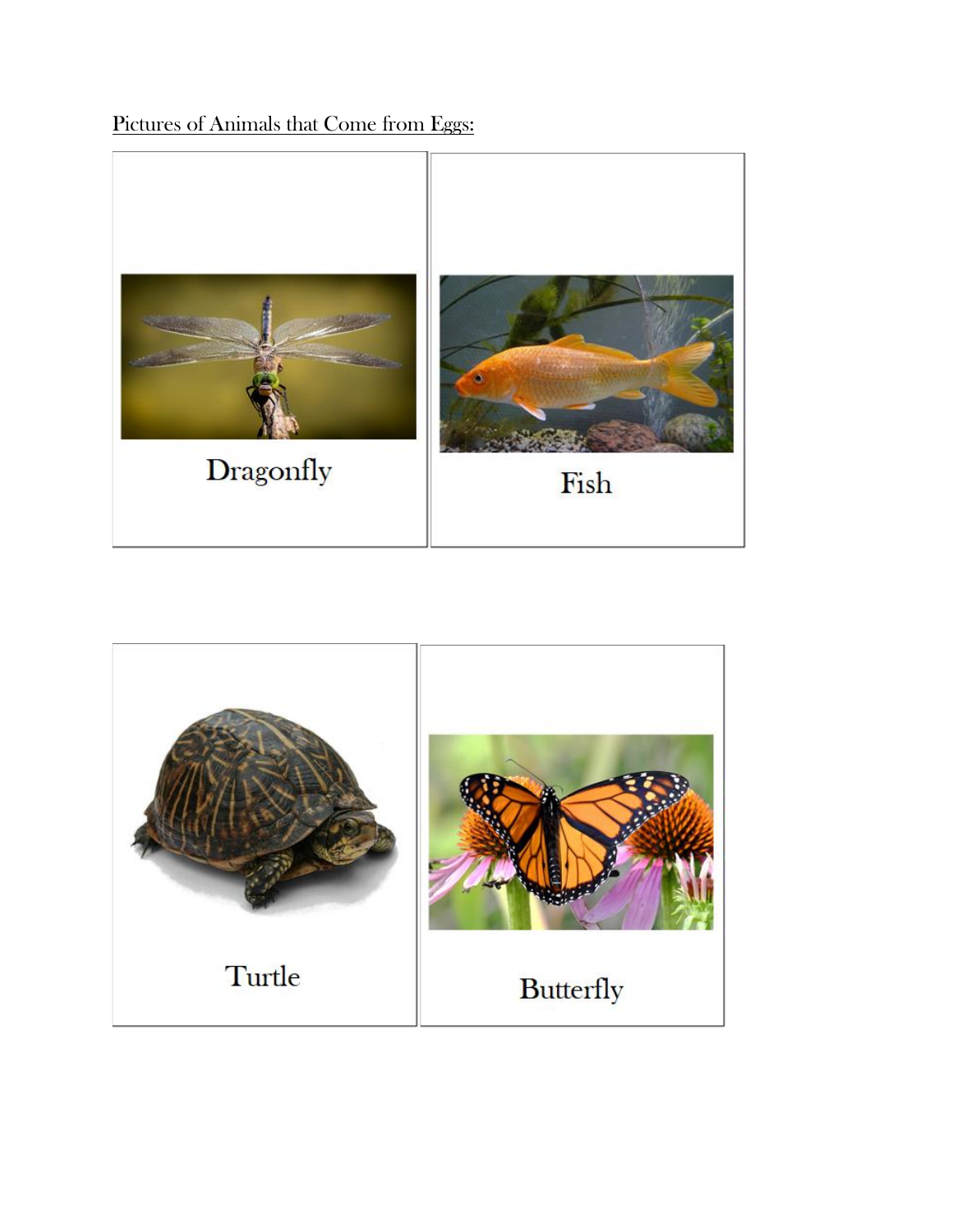Pictures of Animals that Come from Eggs:

Dragonfly

Fish

Turtle

Butterfly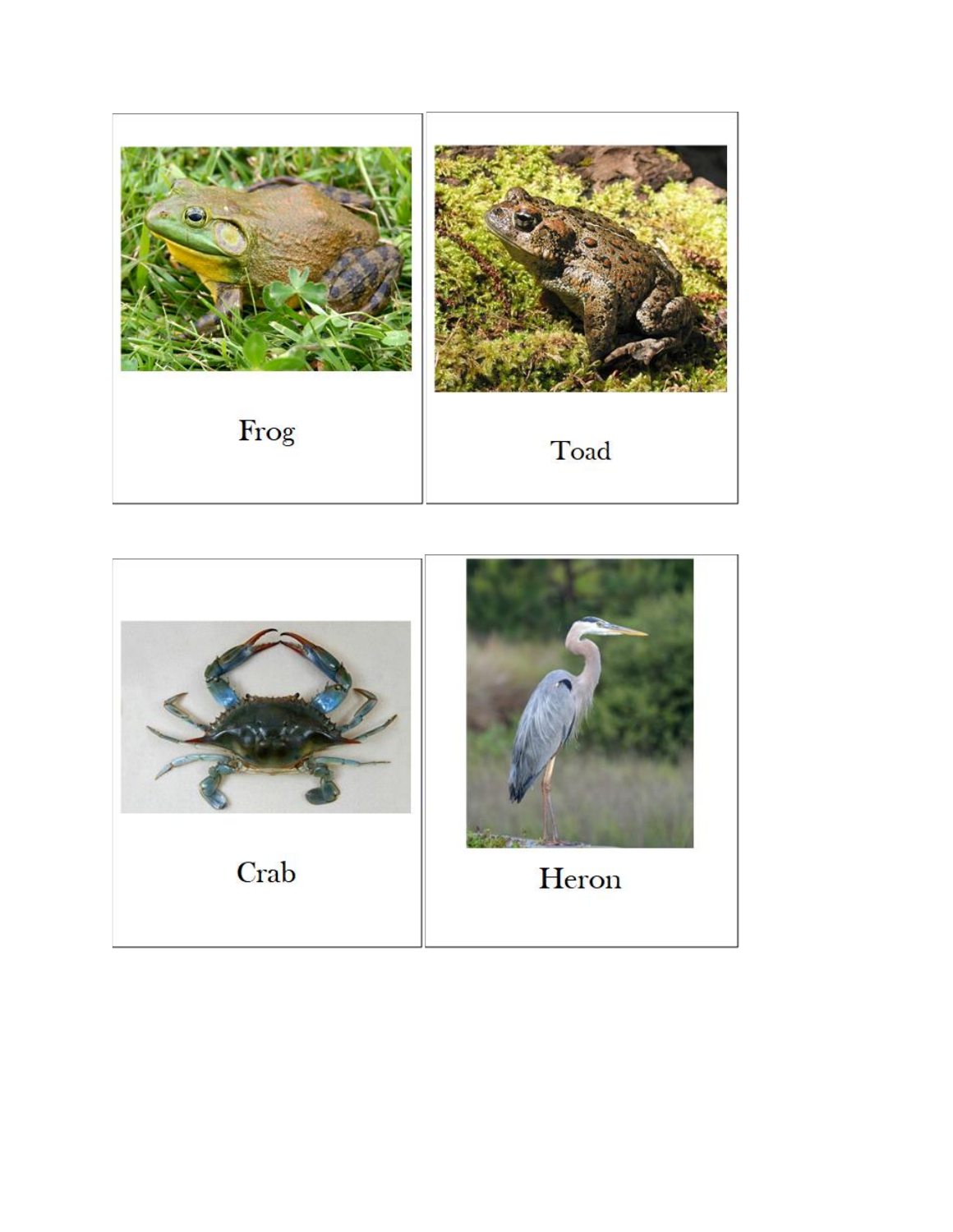Frog

Toad

Crab

Heron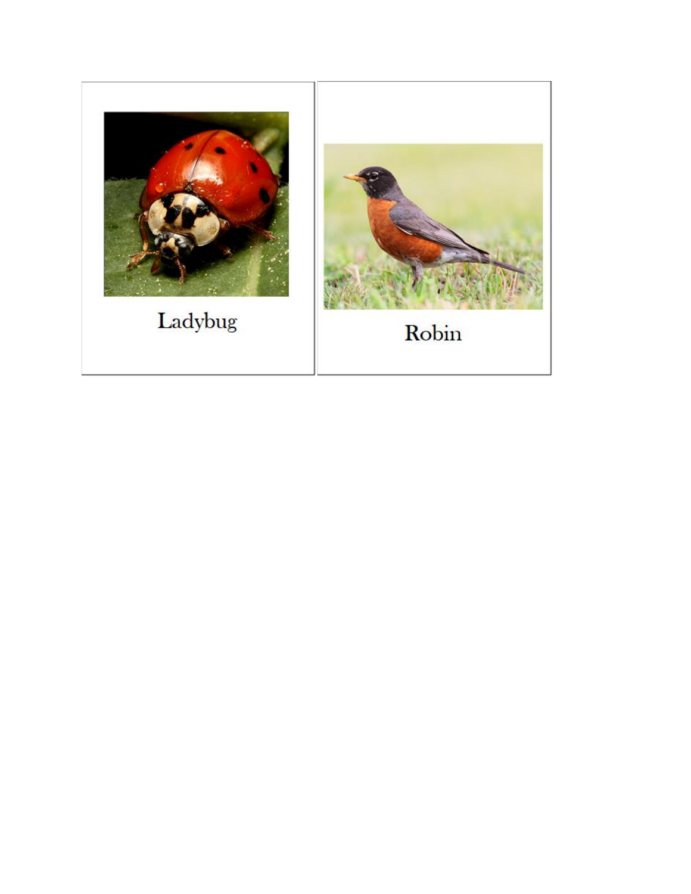Ladybug

Robin